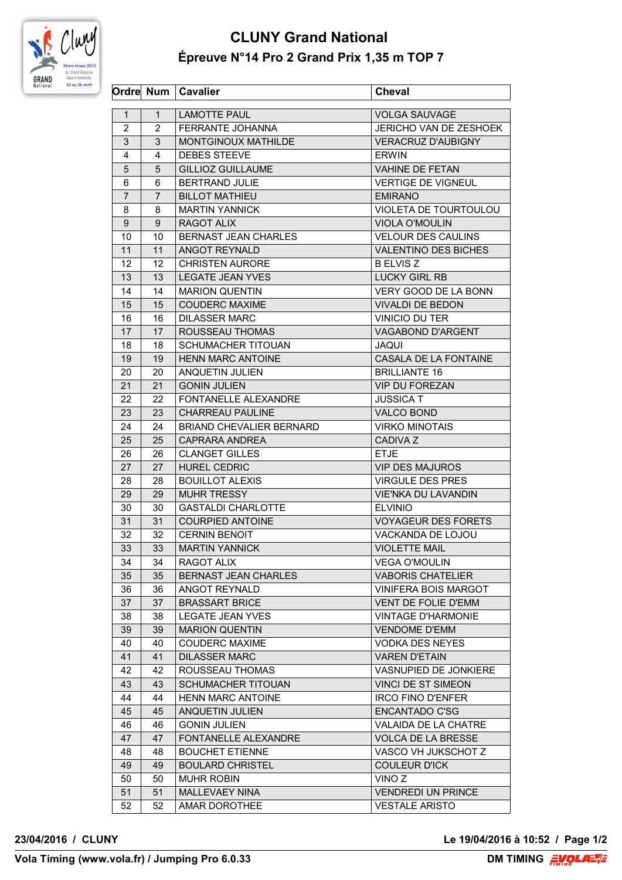# CLUNY Grand National

## Épreuve N°14 Pro 2 Grand Prix 1,35 m TOP 7

| Ordre | Num | Cavalier | Cheval |
|---|---|---|---|
| 1 | 1 | LAMOTTE PAUL | VOLGA SAUVAGE |
| 2 | 2 | FERRANTE JOHANNA | JERICHO VAN DE ZESHOEK |
| 3 | 3 | MONTGINOUX MATHILDE | VERACRUZ D'AUBIGNY |
| 4 | 4 | DEBES STEEVE | ERWIN |
| 5 | 5 | GILLIOZ GUILLAUME | VAHINE DE FETAN |
| 6 | 6 | BERTRAND JULIE | VERTIGE DE VIGNEUL |
| 7 | 7 | BILLOT MATHIEU | EMIRANO |
| 8 | 8 | MARTIN YANNICK | VIOLETA DE TOURTOULOU |
| 9 | 9 | RAGOT ALIX | VIOLA O'MOULIN |
| 10 | 10 | BERNAST JEAN CHARLES | VELOUR DES CAULINS |
| 11 | 11 | ANGOT REYNALD | VALENTINO DES BICHES |
| 12 | 12 | CHRISTEN AURORE | B ELVIS Z |
| 13 | 13 | LEGATE JEAN YVES | LUCKY GIRL RB |
| 14 | 14 | MARION QUENTIN | VERY GOOD DE LA BONN |
| 15 | 15 | COUDERC MAXIME | VIVALDI DE BEDON |
| 16 | 16 | DILASSER MARC | VINICIO DU TER |
| 17 | 17 | ROUSSEAU THOMAS | VAGABOND D'ARGENT |
| 18 | 18 | SCHUMACHER TITOUAN | JAQUI |
| 19 | 19 | HENN MARC ANTOINE | CASALA DE LA FONTAINE |
| 20 | 20 | ANQUETIN JULIEN | BRILLIANTE 16 |
| 21 | 21 | GONIN JULIEN | VIP DU FOREZAN |
| 22 | 22 | FONTANELLE ALEXANDRE | JUSSICA T |
| 23 | 23 | CHARREAU PAULINE | VALCO BOND |
| 24 | 24 | BRIAND CHEVALIER BERNARD | VIRKO MINOTAIS |
| 25 | 25 | CAPRARA ANDREA | CADIVA Z |
| 26 | 26 | CLANGET GILLES | ETJE |
| 27 | 27 | HUREL CEDRIC | VIP DES MAJUROS |
| 28 | 28 | BOUILLOT ALEXIS | VIRGULE DES PRES |
| 29 | 29 | MUHR TRESSY | VIE'NKA DU LAVANDIN |
| 30 | 30 | GASTALDI CHARLOTTE | ELVINIO |
| 31 | 31 | COURPIED ANTOINE | VOYAGEUR DES FORETS |
| 32 | 32 | CERNIN BENOIT | VACKANDA DE LOJOU |
| 33 | 33 | MARTIN YANNICK | VIOLETTE MAIL |
| 34 | 34 | RAGOT ALIX | VEGA O'MOULIN |
| 35 | 35 | BERNAST JEAN CHARLES | VABORIS CHATELIER |
| 36 | 36 | ANGOT REYNALD | VINIFERA BOIS MARGOT |
| 37 | 37 | BRASSART BRICE | VENT DE FOLIE D'EMM |
| 38 | 38 | LEGATE JEAN YVES | VINTAGE D'HARMONIE |
| 39 | 39 | MARION QUENTIN | VENDOME D'EMM |
| 40 | 40 | COUDERC MAXIME | VODKA DES NEYES |
| 41 | 41 | DILASSER MARC | VAREN D'ETAIN |
| 42 | 42 | ROUSSEAU THOMAS | VASNUPIED DE JONKIERE |
| 43 | 43 | SCHUMACHER TITOUAN | VINCI DE ST SIMEON |
| 44 | 44 | HENN MARC ANTOINE | IRCO FINO D'ENFER |
| 45 | 45 | ANQUETIN JULIEN | ENCANTADO C'SG |
| 46 | 46 | GONIN JULIEN | VALAIDA DE LA CHATRE |
| 47 | 47 | FONTANELLE ALEXANDRE | VOLCA DE LA BRESSE |
| 48 | 48 | BOUCHET ETIENNE | VASCO VH JUKSCHOT Z |
| 49 | 49 | BOULARD CHRISTEL | COULEUR D'ICK |
| 50 | 50 | MUHR ROBIN | VINO Z |
| 51 | 51 | MALLEVAEY NINA | VENDREDI UN PRINCE |
| 52 | 52 | AMAR DOROTHEE | VESTALE ARISTO |

**23/04/2016 / CLUNY** **Le 19/04/2016 à 10:52**

**Vola Timing (www.vola.fr) / Jumping Pro 6.0.33** **DM TIMING**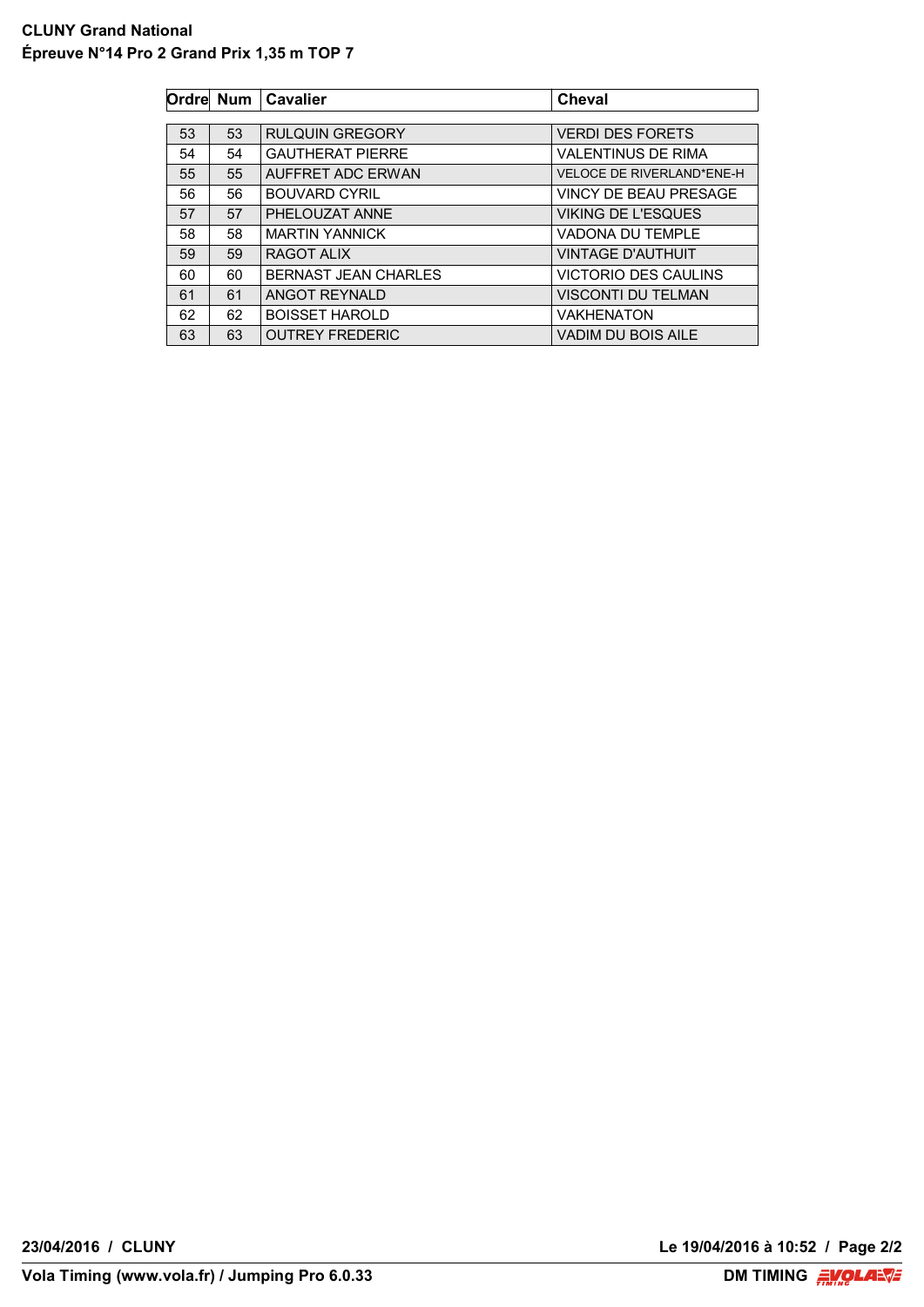**CLUNY Grand National**
**Épreuve N°14 Pro 2 Grand Prix 1,35 m TOP 7**

| Ordre | Num | Cavalier | Cheval |
|---|---|---|---|
| 53 | 53 | RULQUIN GREGORY | VERDI DES FORETS |
| 54 | 54 | GAUTHERAT PIERRE | VALENTINUS DE RIMA |
| 55 | 55 | AUFFRET ADC ERWAN | VELOCE DE RIVERLAND*ENE-H |
| 56 | 56 | BOUVARD CYRIL | VINCY DE BEAU PRESAGE |
| 57 | 57 | PHELOUZAT ANNE | VIKING DE L'ESQUES |
| 58 | 58 | MARTIN YANNICK | VADONA DU TEMPLE |
| 59 | 59 | RAGOT ALIX | VINTAGE D'AUTHUIT |
| 60 | 60 | BERNAST JEAN CHARLES | VICTORIO DES CAULINS |
| 61 | 61 | ANGOT REYNALD | VISCONTI DU TELMAN |
| 62 | 62 | BOISSET HAROLD | VAKHENATON |
| 63 | 63 | OUTREY FREDERIC | VADIM DU BOIS AILE |